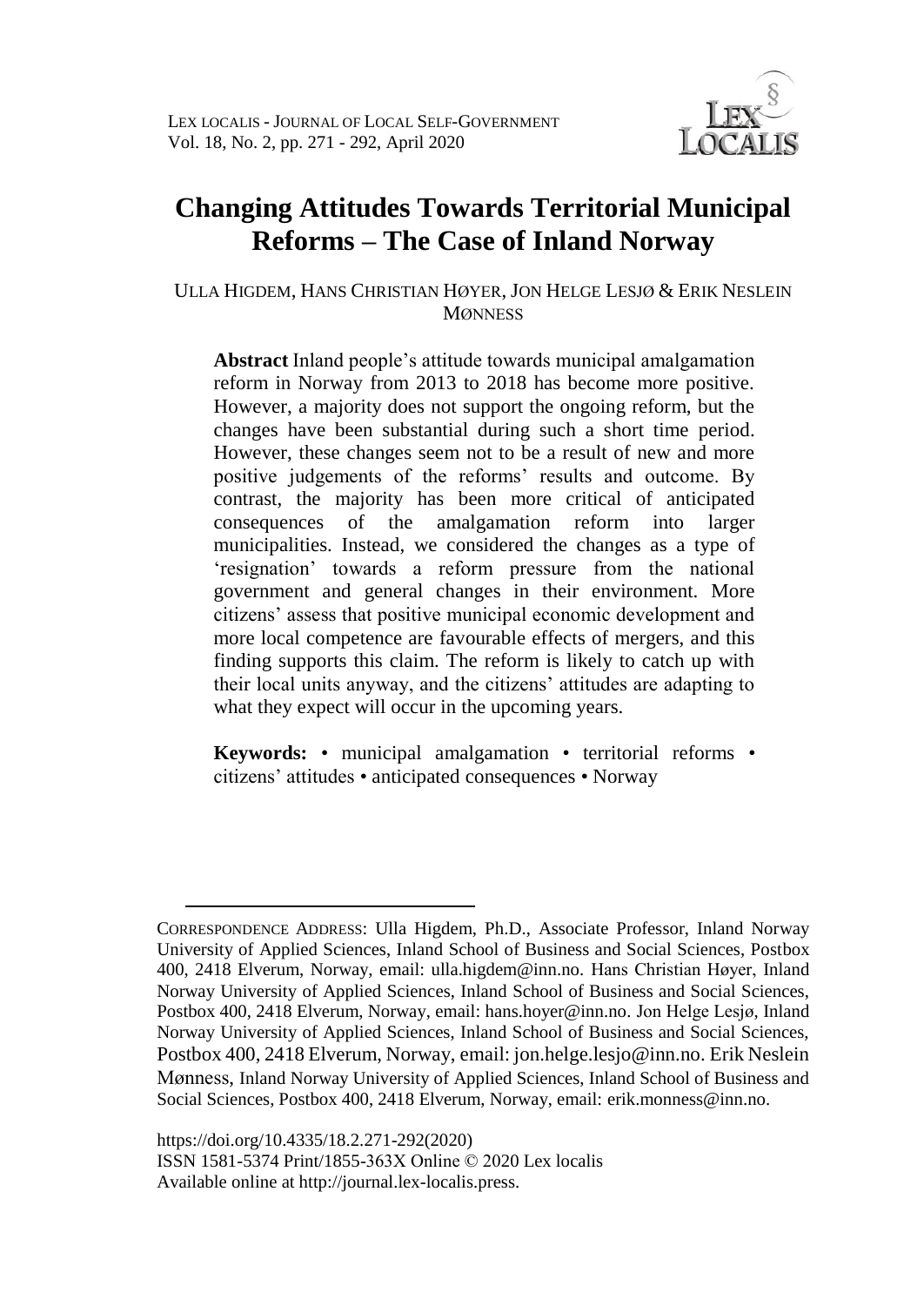# Changing Attitudes Towards Territorial Municipal Reforms – The Case of Inland Norway

ULLA HIGDEM, HANS CHRISTIAN HØYER, JON HELGE LESJØ & ERIK NESLEIN MØNNESS

**Abstract** Inland people's attitude towards municipal amalgamation reform in Norway from 2013 to 2018 has become more positive. However, a majority does not support the ongoing reform, but the changes have been substantial during such a short time period. However, these changes seem not to be a result of new and more positive judgements of the reforms' results and outcome. By contrast, the majority has been more critical of anticipated consequences of the amalgamation reform into larger municipalities. Instead, we considered the changes as a type of 'resignation' towards a reform pressure from the national government and general changes in their environment. More citizens' assess that positive municipal economic development and more local competence are favourable effects of mergers, and this finding supports this claim. The reform is likely to catch up with their local units anyway, and the citizens' attitudes are adapting to what they expect will occur in the upcoming years.

**Keywords:** • municipal amalgamation • territorial reforms • citizens' attitudes • anticipated consequences • Norway

---

CORRESPONDENCE ADDRESS: Ulla Higdem, Ph.D., Associate Professor, Inland Norway University of Applied Sciences, Inland School of Business and Social Sciences, Postbox 400, 2418 Elverum, Norway, email: ulla.higdem@inn.no. Hans Christian Høyer, Inland Norway University of Applied Sciences, Inland School of Business and Social Sciences, Postbox 400, 2418 Elverum, Norway, email: hans.hoyer@inn.no. Jon Helge Lesjø, Inland Norway University of Applied Sciences, Inland School of Business and Social Sciences, Postbox 400, 2418 Elverum, Norway, email: jon.helge.lesjo@inn.no. Erik Neslein Mønness, Inland Norway University of Applied Sciences, Inland School of Business and Social Sciences, Postbox 400, 2418 Elverum, Norway, email: erik.monness@inn.no.

https://doi.org/10.4335/18.2.271-292(2020)
ISSN 1581-5374 Print/1855-363X Online © 2020 Lex localis
Available online at http://journal.lex-localis.press.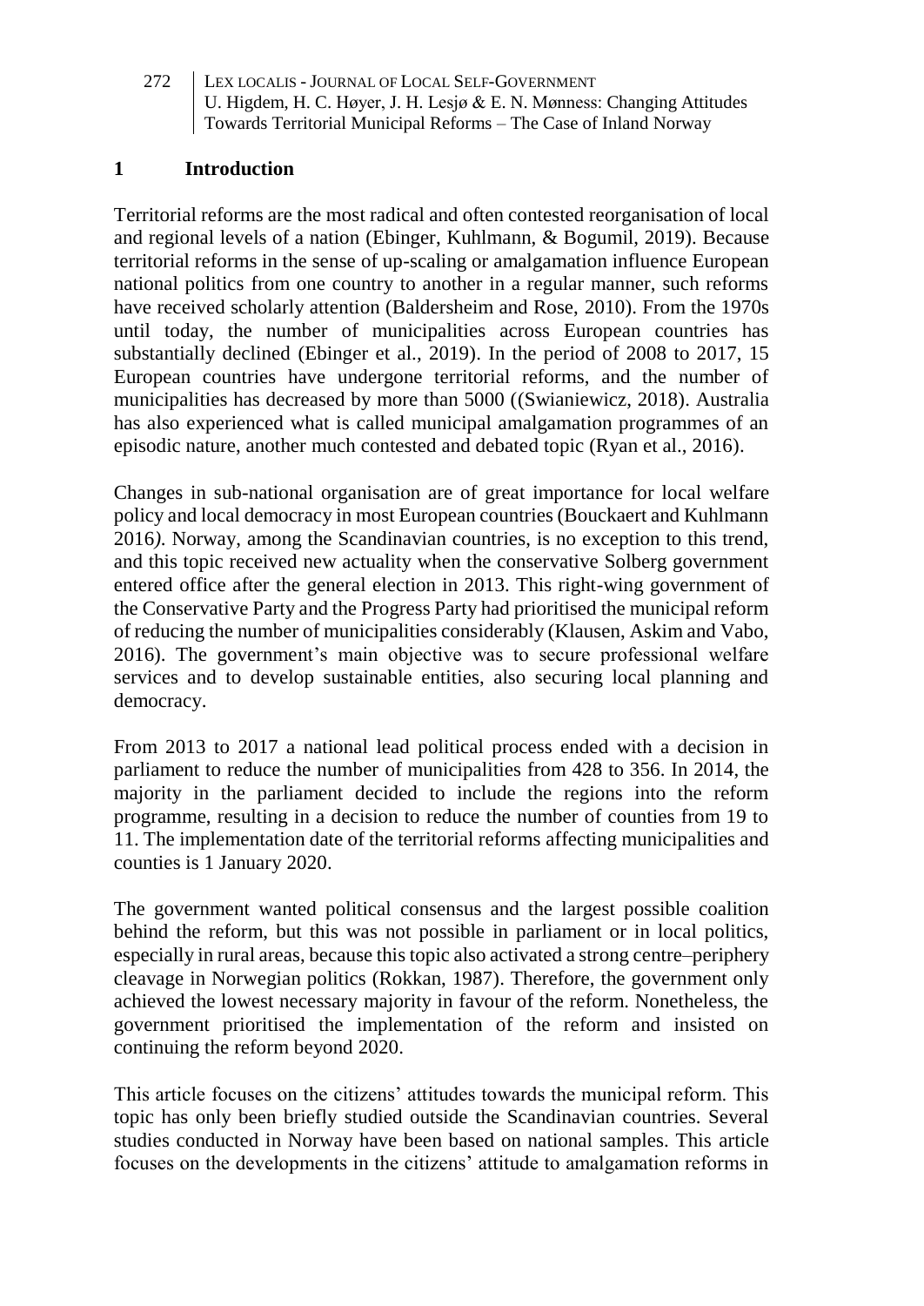## 1 Introduction

Territorial reforms are the most radical and often contested reorganisation of local and regional levels of a nation (Ebinger, Kuhlmann, & Bogumil, 2019). Because territorial reforms in the sense of up-scaling or amalgamation influence European national politics from one country to another in a regular manner, such reforms have received scholarly attention (Baldersheim and Rose, 2010). From the 1970s until today, the number of municipalities across European countries has substantially declined (Ebinger et al., 2019). In the period of 2008 to 2017, 15 European countries have undergone territorial reforms, and the number of municipalities has decreased by more than 5000 ((Swianiewicz, 2018). Australia has also experienced what is called municipal amalgamation programmes of an episodic nature, another much contested and debated topic (Ryan et al., 2016).

Changes in sub-national organisation are of great importance for local welfare policy and local democracy in most European countries (Bouckaert and Kuhlmann 2016*)*. Norway, among the Scandinavian countries, is no exception to this trend, and this topic received new actuality when the conservative Solberg government entered office after the general election in 2013. This right-wing government of the Conservative Party and the Progress Party had prioritised the municipal reform of reducing the number of municipalities considerably (Klausen, Askim and Vabo, 2016). The government's main objective was to secure professional welfare services and to develop sustainable entities, also securing local planning and democracy.

From 2013 to 2017 a national lead political process ended with a decision in parliament to reduce the number of municipalities from 428 to 356. In 2014, the majority in the parliament decided to include the regions into the reform programme, resulting in a decision to reduce the number of counties from 19 to 11. The implementation date of the territorial reforms affecting municipalities and counties is 1 January 2020.

The government wanted political consensus and the largest possible coalition behind the reform, but this was not possible in parliament or in local politics, especially in rural areas, because this topic also activated a strong centre–periphery cleavage in Norwegian politics (Rokkan, 1987). Therefore, the government only achieved the lowest necessary majority in favour of the reform. Nonetheless, the government prioritised the implementation of the reform and insisted on continuing the reform beyond 2020.

This article focuses on the citizens' attitudes towards the municipal reform. This topic has only been briefly studied outside the Scandinavian countries. Several studies conducted in Norway have been based on national samples. This article focuses on the developments in the citizens' attitude to amalgamation reforms in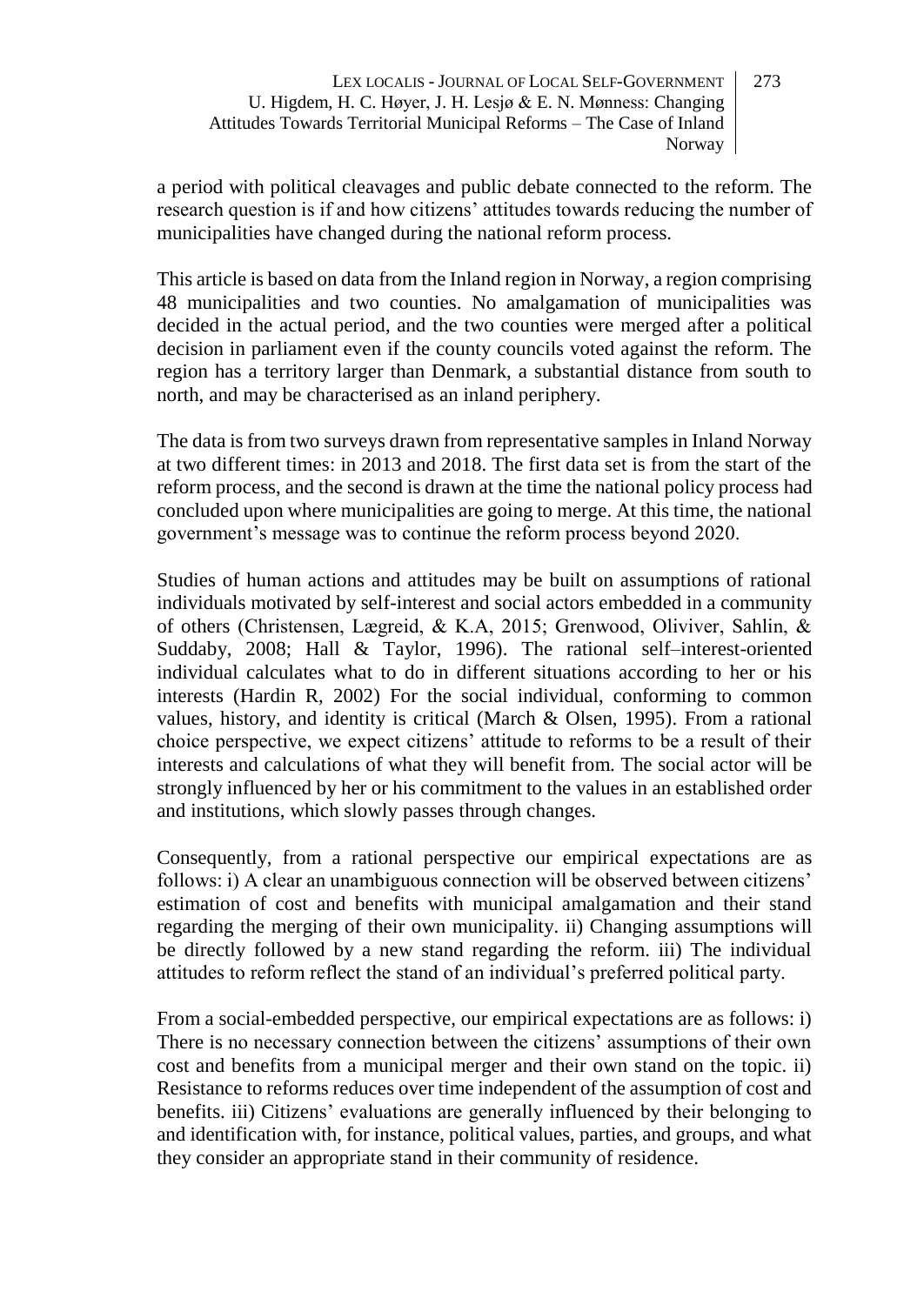a period with political cleavages and public debate connected to the reform. The research question is if and how citizens' attitudes towards reducing the number of municipalities have changed during the national reform process.

This article is based on data from the Inland region in Norway, a region comprising 48 municipalities and two counties. No amalgamation of municipalities was decided in the actual period, and the two counties were merged after a political decision in parliament even if the county councils voted against the reform. The region has a territory larger than Denmark, a substantial distance from south to north, and may be characterised as an inland periphery.

The data is from two surveys drawn from representative samples in Inland Norway at two different times: in 2013 and 2018. The first data set is from the start of the reform process, and the second is drawn at the time the national policy process had concluded upon where municipalities are going to merge. At this time, the national government's message was to continue the reform process beyond 2020.

Studies of human actions and attitudes may be built on assumptions of rational individuals motivated by self-interest and social actors embedded in a community of others (Christensen, Lægreid, & K.A, 2015; Grenwood, Oliviver, Sahlin, & Suddaby, 2008; Hall & Taylor, 1996). The rational self–interest-oriented individual calculates what to do in different situations according to her or his interests (Hardin R, 2002) For the social individual, conforming to common values, history, and identity is critical (March & Olsen, 1995). From a rational choice perspective, we expect citizens' attitude to reforms to be a result of their interests and calculations of what they will benefit from. The social actor will be strongly influenced by her or his commitment to the values in an established order and institutions, which slowly passes through changes.

Consequently, from a rational perspective our empirical expectations are as follows: i) A clear an unambiguous connection will be observed between citizens' estimation of cost and benefits with municipal amalgamation and their stand regarding the merging of their own municipality. ii) Changing assumptions will be directly followed by a new stand regarding the reform. iii) The individual attitudes to reform reflect the stand of an individual's preferred political party.

From a social-embedded perspective, our empirical expectations are as follows: i) There is no necessary connection between the citizens' assumptions of their own cost and benefits from a municipal merger and their own stand on the topic. ii) Resistance to reforms reduces over time independent of the assumption of cost and benefits. iii) Citizens' evaluations are generally influenced by their belonging to and identification with, for instance, political values, parties, and groups, and what they consider an appropriate stand in their community of residence.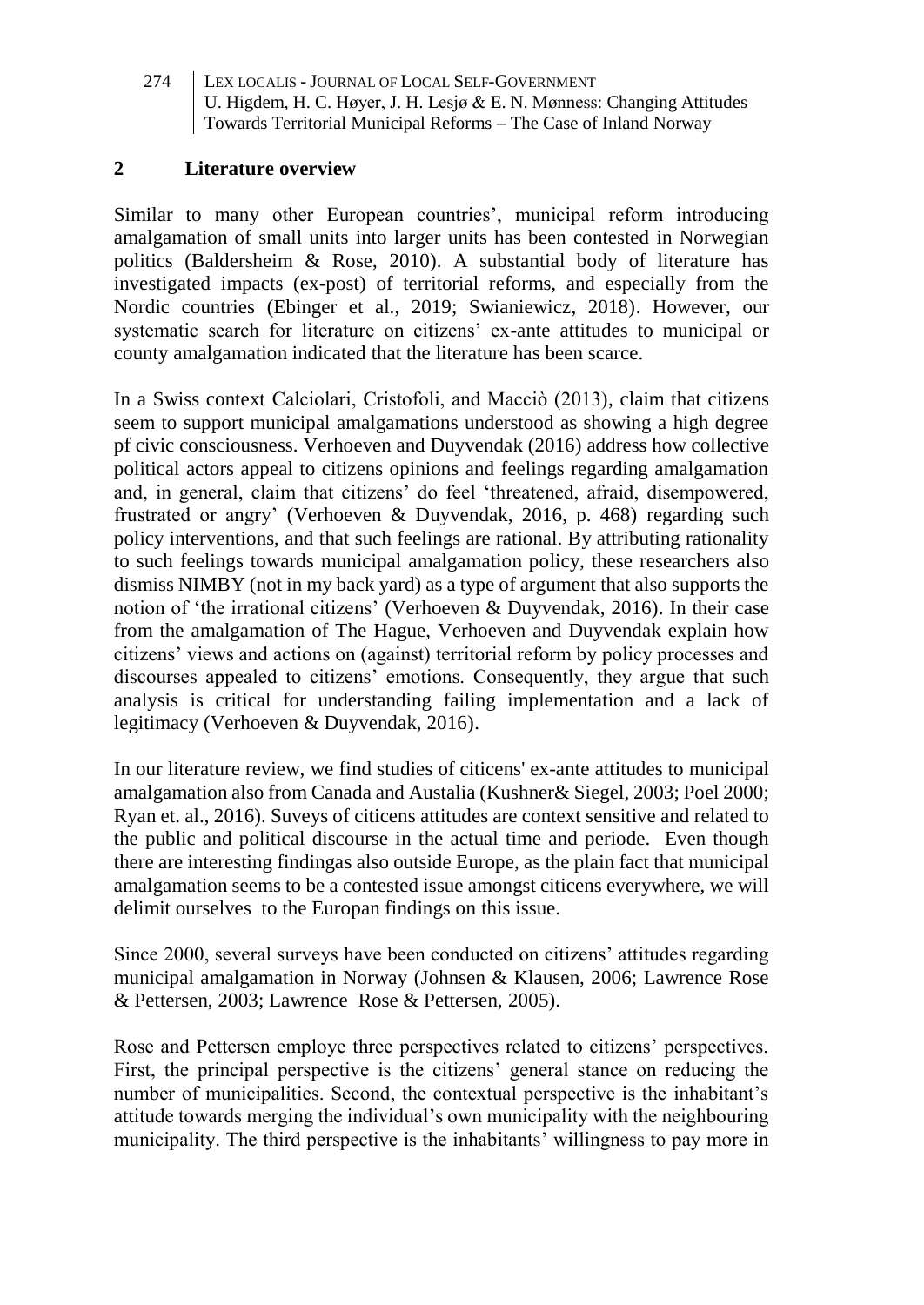## 2 Literature overview

Similar to many other European countries', municipal reform introducing amalgamation of small units into larger units has been contested in Norwegian politics (Baldersheim & Rose, 2010). A substantial body of literature has investigated impacts (ex-post) of territorial reforms, and especially from the Nordic countries (Ebinger et al., 2019; Swianiewicz, 2018). However, our systematic search for literature on citizens' ex-ante attitudes to municipal or county amalgamation indicated that the literature has been scarce.

In a Swiss context Calciolari, Cristofoli, and Macciò (2013), claim that citizens seem to support municipal amalgamations understood as showing a high degree pf civic consciousness. Verhoeven and Duyvendak (2016) address how collective political actors appeal to citizens opinions and feelings regarding amalgamation and, in general, claim that citizens' do feel 'threatened, afraid, disempowered, frustrated or angry' (Verhoeven & Duyvendak, 2016, p. 468) regarding such policy interventions, and that such feelings are rational. By attributing rationality to such feelings towards municipal amalgamation policy, these researchers also dismiss NIMBY (not in my back yard) as a type of argument that also supports the notion of 'the irrational citizens' (Verhoeven & Duyvendak, 2016). In their case from the amalgamation of The Hague, Verhoeven and Duyvendak explain how citizens' views and actions on (against) territorial reform by policy processes and discourses appealed to citizens' emotions. Consequently, they argue that such analysis is critical for understanding failing implementation and a lack of legitimacy (Verhoeven & Duyvendak, 2016).

In our literature review, we find studies of citicens' ex-ante attitudes to municipal amalgamation also from Canada and Austalia (Kushner& Siegel, 2003; Poel 2000; Ryan et. al., 2016). Suveys of citicens attitudes are context sensitive and related to the public and political discourse in the actual time and periode. Even though there are interesting findingas also outside Europe, as the plain fact that municipal amalgamation seems to be a contested issue amongst citicens everywhere, we will delimit ourselves to the Europan findings on this issue.

Since 2000, several surveys have been conducted on citizens' attitudes regarding municipal amalgamation in Norway (Johnsen & Klausen, 2006; Lawrence Rose & Pettersen, 2003; Lawrence Rose & Pettersen, 2005).

Rose and Pettersen employe three perspectives related to citizens' perspectives. First, the principal perspective is the citizens' general stance on reducing the number of municipalities. Second, the contextual perspective is the inhabitant's attitude towards merging the individual's own municipality with the neighbouring municipality. The third perspective is the inhabitants' willingness to pay more in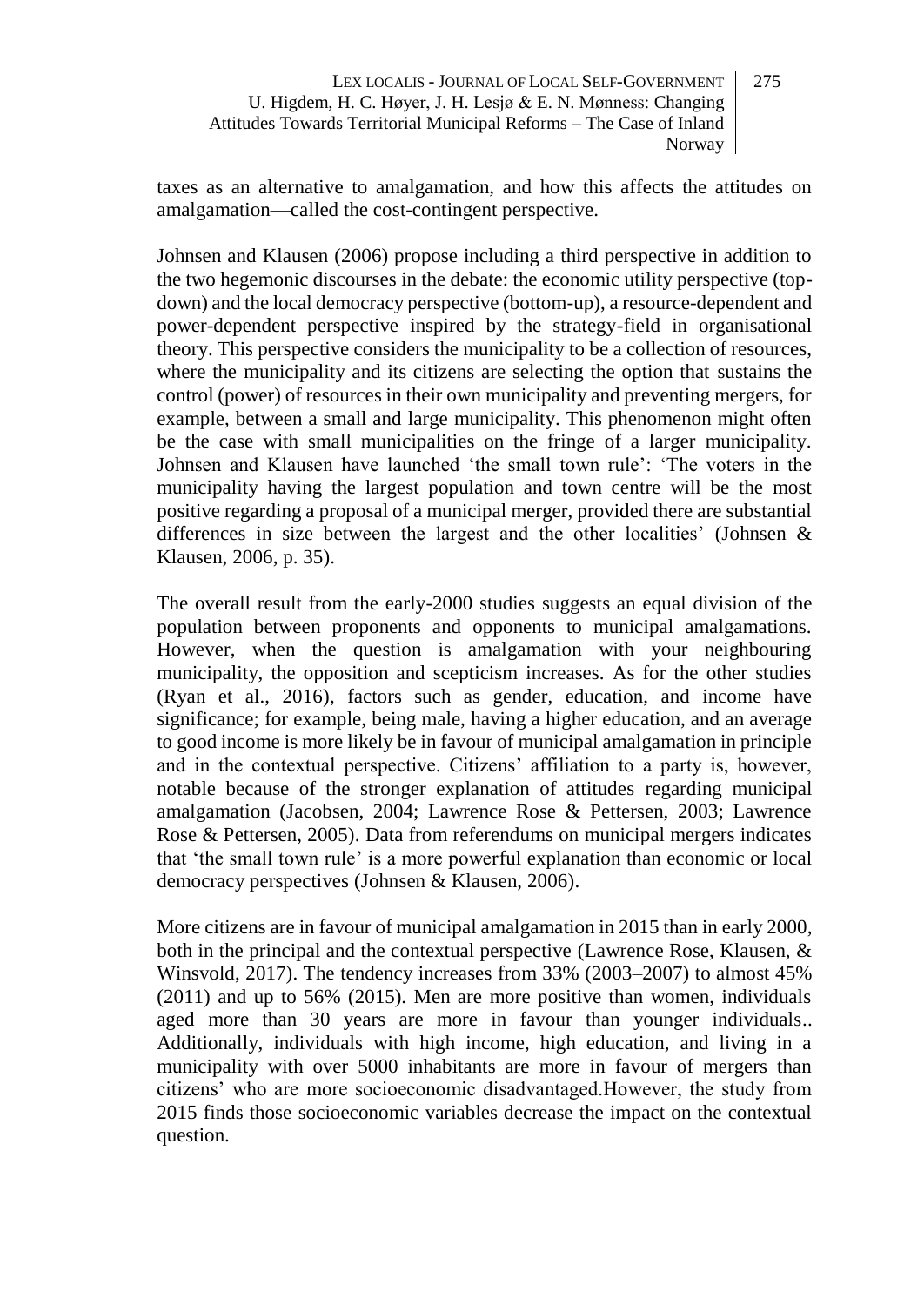taxes as an alternative to amalgamation, and how this affects the attitudes on amalgamation—called the cost-contingent perspective.

Johnsen and Klausen (2006) propose including a third perspective in addition to the two hegemonic discourses in the debate: the economic utility perspective (top-down) and the local democracy perspective (bottom-up), a resource-dependent and power-dependent perspective inspired by the strategy-field in organisational theory. This perspective considers the municipality to be a collection of resources, where the municipality and its citizens are selecting the option that sustains the control (power) of resources in their own municipality and preventing mergers, for example, between a small and large municipality. This phenomenon might often be the case with small municipalities on the fringe of a larger municipality. Johnsen and Klausen have launched 'the small town rule': 'The voters in the municipality having the largest population and town centre will be the most positive regarding a proposal of a municipal merger, provided there are substantial differences in size between the largest and the other localities' (Johnsen & Klausen, 2006, p. 35).

The overall result from the early-2000 studies suggests an equal division of the population between proponents and opponents to municipal amalgamations. However, when the question is amalgamation with your neighbouring municipality, the opposition and scepticism increases. As for the other studies (Ryan et al., 2016), factors such as gender, education, and income have significance; for example, being male, having a higher education, and an average to good income is more likely be in favour of municipal amalgamation in principle and in the contextual perspective. Citizens' affiliation to a party is, however, notable because of the stronger explanation of attitudes regarding municipal amalgamation (Jacobsen, 2004; Lawrence Rose & Pettersen, 2003; Lawrence Rose & Pettersen, 2005). Data from referendums on municipal mergers indicates that 'the small town rule' is a more powerful explanation than economic or local democracy perspectives (Johnsen & Klausen, 2006).

More citizens are in favour of municipal amalgamation in 2015 than in early 2000, both in the principal and the contextual perspective (Lawrence Rose, Klausen, & Winsvold, 2017). The tendency increases from 33% (2003–2007) to almost 45% (2011) and up to 56% (2015). Men are more positive than women, individuals aged more than 30 years are more in favour than younger individuals.. Additionally, individuals with high income, high education, and living in a municipality with over 5000 inhabitants are more in favour of mergers than citizens' who are more socioeconomic disadvantaged.However, the study from 2015 finds those socioeconomic variables decrease the impact on the contextual question.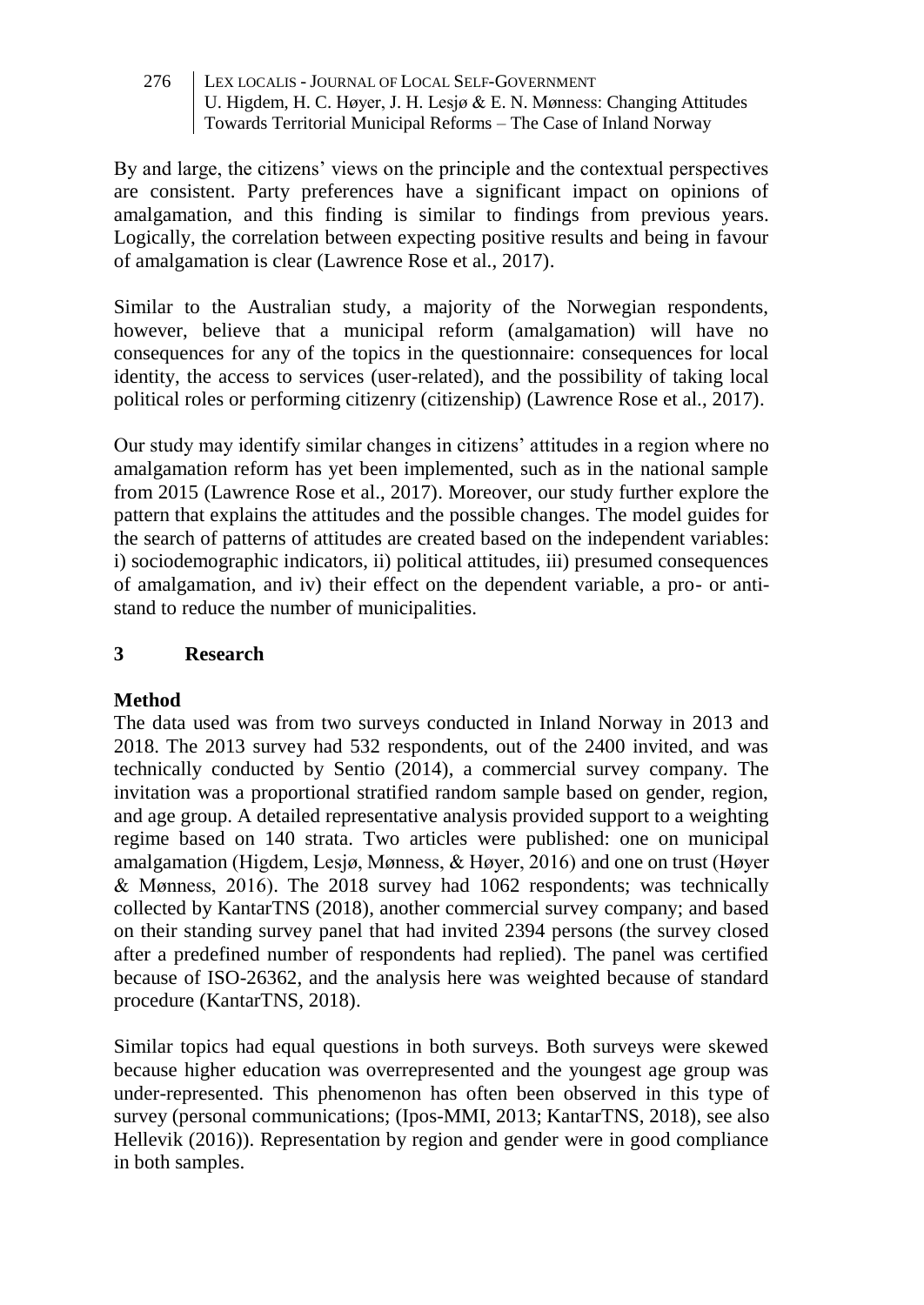By and large, the citizens' views on the principle and the contextual perspectives are consistent. Party preferences have a significant impact on opinions of amalgamation, and this finding is similar to findings from previous years. Logically, the correlation between expecting positive results and being in favour of amalgamation is clear (Lawrence Rose et al., 2017).

Similar to the Australian study, a majority of the Norwegian respondents, however, believe that a municipal reform (amalgamation) will have no consequences for any of the topics in the questionnaire: consequences for local identity, the access to services (user-related), and the possibility of taking local political roles or performing citizenry (citizenship) (Lawrence Rose et al., 2017).

Our study may identify similar changes in citizens' attitudes in a region where no amalgamation reform has yet been implemented, such as in the national sample from 2015 (Lawrence Rose et al., 2017). Moreover, our study further explore the pattern that explains the attitudes and the possible changes. The model guides for the search of patterns of attitudes are created based on the independent variables: i) sociodemographic indicators, ii) political attitudes, iii) presumed consequences of amalgamation, and iv) their effect on the dependent variable, a pro- or anti-stand to reduce the number of municipalities.

## 3 Research

### Method

The data used was from two surveys conducted in Inland Norway in 2013 and 2018. The 2013 survey had 532 respondents, out of the 2400 invited, and was technically conducted by Sentio (2014), a commercial survey company. The invitation was a proportional stratified random sample based on gender, region, and age group. A detailed representative analysis provided support to a weighting regime based on 140 strata. Two articles were published: one on municipal amalgamation (Higdem, Lesjø, Mønness, & Høyer, 2016) and one on trust (Høyer & Mønness, 2016). The 2018 survey had 1062 respondents; was technically collected by KantarTNS (2018), another commercial survey company; and based on their standing survey panel that had invited 2394 persons (the survey closed after a predefined number of respondents had replied). The panel was certified because of ISO-26362, and the analysis here was weighted because of standard procedure (KantarTNS, 2018).

Similar topics had equal questions in both surveys. Both surveys were skewed because higher education was overrepresented and the youngest age group was under-represented. This phenomenon has often been observed in this type of survey (personal communications; (Ipos-MMI, 2013; KantarTNS, 2018), see also Hellevik (2016)). Representation by region and gender were in good compliance in both samples.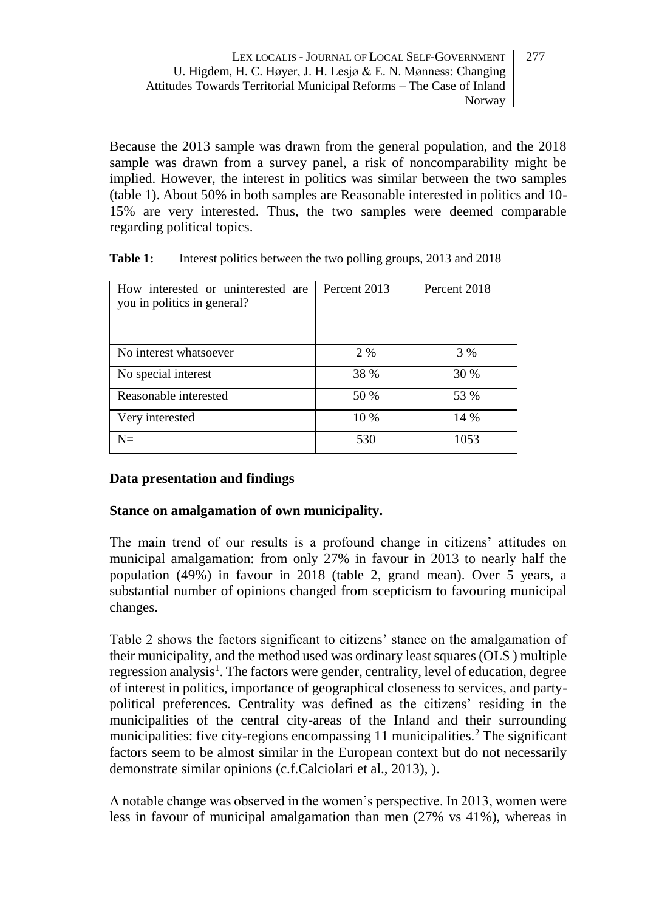Because the 2013 sample was drawn from the general population, and the 2018 sample was drawn from a survey panel, a risk of noncomparability might be implied. However, the interest in politics was similar between the two samples (table 1). About 50% in both samples are Reasonable interested in politics and 10-15% are very interested. Thus, the two samples were deemed comparable regarding political topics.

**Table 1:** Interest politics between the two polling groups, 2013 and 2018

| How interested or uninterested are you in politics in general? | Percent 2013 | Percent 2018 |
|---|---|---|
| No interest whatsoever | 2 % | 3 % |
| No special interest | 38 % | 30 % |
| Reasonable interested | 50 % | 53 % |
| Very interested | 10 % | 14 % |
| N= | 530 | 1053 |

## Data presentation and findings

### Stance on amalgamation of own municipality.

The main trend of our results is a profound change in citizens' attitudes on municipal amalgamation: from only 27% in favour in 2013 to nearly half the population (49%) in favour in 2018 (table 2, grand mean). Over 5 years, a substantial number of opinions changed from scepticism to favouring municipal changes.

Table 2 shows the factors significant to citizens' stance on the amalgamation of their municipality, and the method used was ordinary least squares (OLS ) multiple regression analysis[1]. The factors were gender, centrality, level of education, degree of interest in politics, importance of geographical closeness to services, and party-political preferences. Centrality was defined as the citizens' residing in the municipalities of the central city-areas of the Inland and their surrounding municipalities: five city-regions encompassing 11 municipalities.[2] The significant factors seem to be almost similar in the European context but do not necessarily demonstrate similar opinions (c.f.Calciolari et al., 2013), ).

A notable change was observed in the women's perspective. In 2013, women were less in favour of municipal amalgamation than men (27% vs 41%), whereas in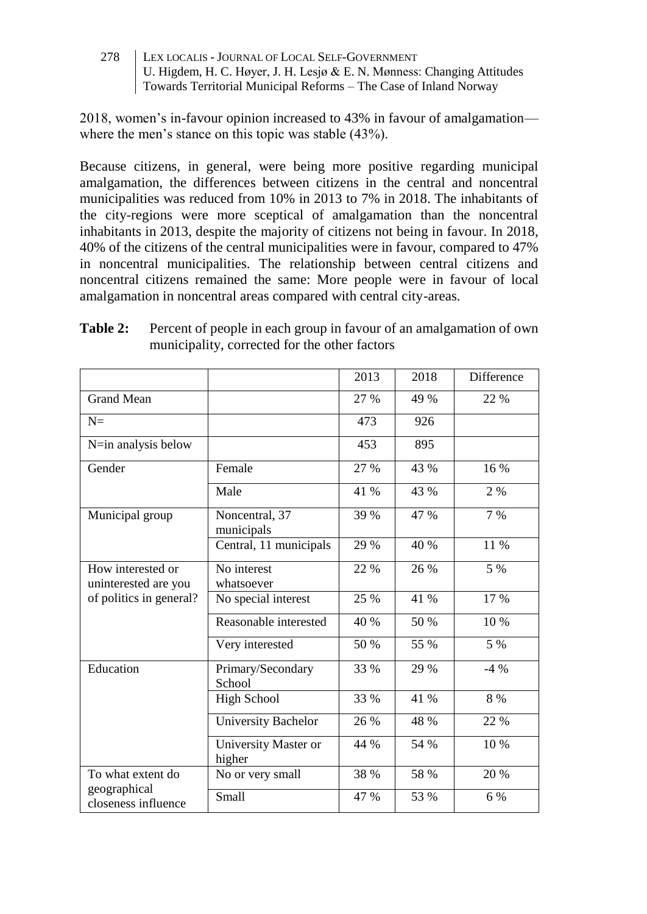2018, women's in-favour opinion increased to 43% in favour of amalgamation—where the men's stance on this topic was stable (43%).

Because citizens, in general, were being more positive regarding municipal amalgamation, the differences between citizens in the central and noncentral municipalities was reduced from 10% in 2013 to 7% in 2018. The inhabitants of the city-regions were more sceptical of amalgamation than the noncentral inhabitants in 2013, despite the majority of citizens not being in favour. In 2018, 40% of the citizens of the central municipalities were in favour, compared to 47% in noncentral municipalities. The relationship between central citizens and noncentral citizens remained the same: More people were in favour of local amalgamation in noncentral areas compared with central city-areas.

**Table 2:** Percent of people in each group in favour of an amalgamation of own municipality, corrected for the other factors

| | | 2013 | 2018 | Difference |
|---|---|---|---|---|
| Grand Mean | | 27 % | 49 % | 22 % |
| N= | | 473 | 926 | |
| N=in analysis below | | 453 | 895 | |
| Gender | Female | 27 % | 43 % | 16 % |
| | Male | 41 % | 43 % | 2 % |
| Municipal group | Noncentral, 37 municipals | 39 % | 47 % | 7 % |
| | Central, 11 municipals | 29 % | 40 % | 11 % |
| How interested or uninterested are you of politics in general? | No interest whatsoever | 22 % | 26 % | 5 % |
| | No special interest | 25 % | 41 % | 17 % |
| | Reasonable interested | 40 % | 50 % | 10 % |
| | Very interested | 50 % | 55 % | 5 % |
| Education | Primary/Secondary School | 33 % | 29 % | -4 % |
| | High School | 33 % | 41 % | 8 % |
| | University Bachelor | 26 % | 48 % | 22 % |
| | University Master or higher | 44 % | 54 % | 10 % |
| To what extent do geographical closeness influence | No or very small | 38 % | 58 % | 20 % |
| | Small | 47 % | 53 % | 6 % |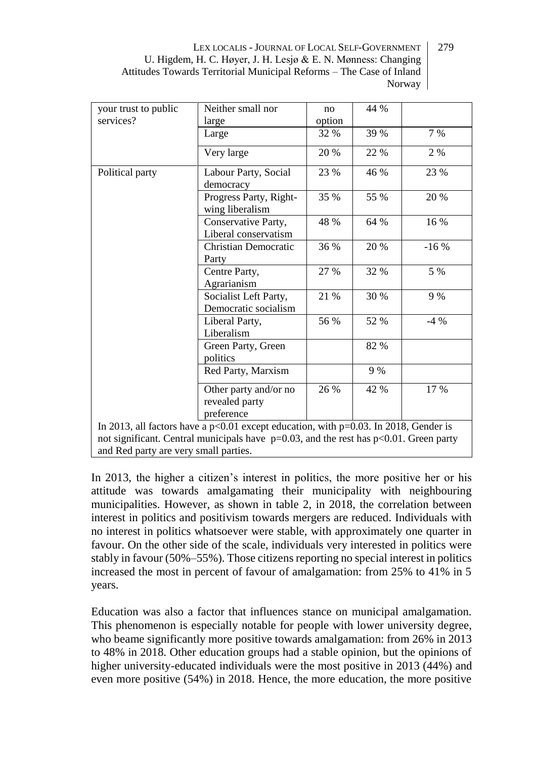| | | | | |
|---|---|---|---|---|
| your trust to public services? | Neither small nor large | no option | 44 % | |
| | Large | 32 % | 39 % | 7 % |
| | Very large | 20 % | 22 % | 2 % |
| Political party | Labour Party, Social democracy | 23 % | 46 % | 23 % |
| | Progress Party, Right-wing liberalism | 35 % | 55 % | 20 % |
| | Conservative Party, Liberal conservatism | 48 % | 64 % | 16 % |
| | Christian Democratic Party | 36 % | 20 % | -16 % |
| | Centre Party, Agrarianism | 27 % | 32 % | 5 % |
| | Socialist Left Party, Democratic socialism | 21 % | 30 % | 9 % |
| | Liberal Party, Liberalism | 56 % | 52 % | -4 % |
| | Green Party, Green politics | | 82 % | |
| | Red Party, Marxism | | 9 % | |
| | Other party and/or no revealed party preference | 26 % | 42 % | 17 % |

In 2013, all factors have a $p<0.01$ except education, with $p=0.03$. In 2018, Gender is not significant. Central municipals have $p=0.03$, and the rest has $p<0.01$. Green party and Red party are very small parties.

In 2013, the higher a citizen's interest in politics, the more positive her or his attitude was towards amalgamating their municipality with neighbouring municipalities. However, as shown in table 2, in 2018, the correlation between interest in politics and positivism towards mergers are reduced. Individuals with no interest in politics whatsoever were stable, with approximately one quarter in favour. On the other side of the scale, individuals very interested in politics were stably in favour (50%–55%). Those citizens reporting no special interest in politics increased the most in percent of favour of amalgamation: from 25% to 41% in 5 years.

Education was also a factor that influences stance on municipal amalgamation. This phenomenon is especially notable for people with lower university degree, who beame significantly more positive towards amalgamation: from 26% in 2013 to 48% in 2018. Other education groups had a stable opinion, but the opinions of higher university-educated individuals were the most positive in 2013 (44%) and even more positive (54%) in 2018. Hence, the more education, the more positive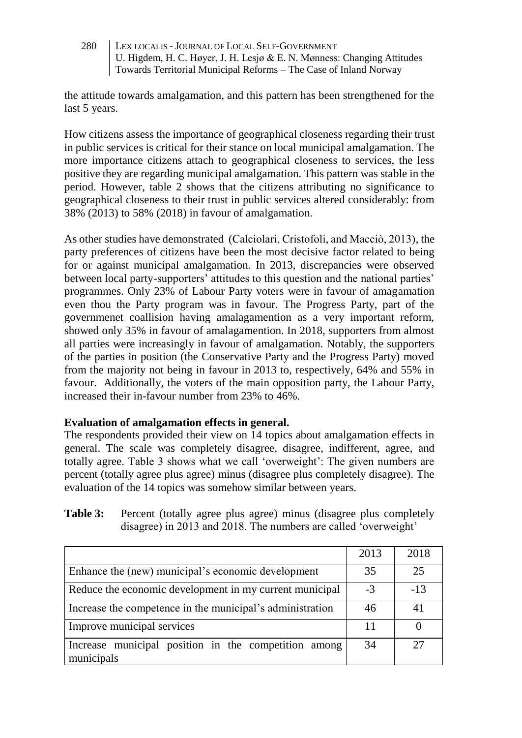the attitude towards amalgamation, and this pattern has been strengthened for the last 5 years.

How citizens assess the importance of geographical closeness regarding their trust in public services is critical for their stance on local municipal amalgamation. The more importance citizens attach to geographical closeness to services, the less positive they are regarding municipal amalgamation. This pattern was stable in the period. However, table 2 shows that the citizens attributing no significance to geographical closeness to their trust in public services altered considerably: from 38% (2013) to 58% (2018) in favour of amalgamation.

As other studies have demonstrated (Calciolari, Cristofoli, and Macciò, 2013), the party preferences of citizens have been the most decisive factor related to being for or against municipal amalgamation. In 2013, discrepancies were observed between local party-supporters' attitudes to this question and the national parties' programmes. Only 23% of Labour Party voters were in favour of amagamation even thou the Party program was in favour. The Progress Party, part of the governmenet coallision having amalagamention as a very important reform, showed only 35% in favour of amalagamention. In 2018, supporters from almost all parties were increasingly in favour of amalgamation. Notably, the supporters of the parties in position (the Conservative Party and the Progress Party) moved from the majority not being in favour in 2013 to, respectively, 64% and 55% in favour. Additionally, the voters of the main opposition party, the Labour Party, increased their in-favour number from 23% to 46%.

**Evaluation of amalgamation effects in general.**

The respondents provided their view on 14 topics about amalgamation effects in general. The scale was completely disagree, disagree, indifferent, agree, and totally agree. Table 3 shows what we call 'overweight': The given numbers are percent (totally agree plus agree) minus (disagree plus completely disagree). The evaluation of the 14 topics was somehow similar between years.

**Table 3:** Percent (totally agree plus agree) minus (disagree plus completely disagree) in 2013 and 2018. The numbers are called 'overweight'

| | 2013 | 2018 |
|---|---|---|
| Enhance the (new) municipal's economic development | 35 | 25 |
| Reduce the economic development in my current municipal | -3 | -13 |
| Increase the competence in the municipal's administration | 46 | 41 |
| Improve municipal services | 11 | 0 |
| Increase municipal position in the competition among municipals | 34 | 27 |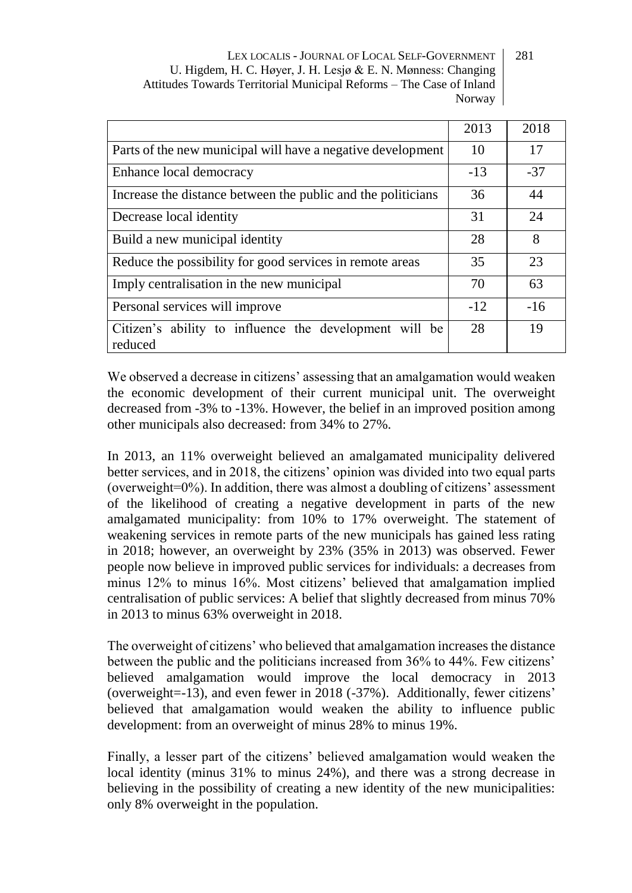| | 2013 | 2018 |
|---|---|---|
| Parts of the new municipal will have a negative development | 10 | 17 |
| Enhance local democracy | -13 | -37 |
| Increase the distance between the public and the politicians | 36 | 44 |
| Decrease local identity | 31 | 24 |
| Build a new municipal identity | 28 | 8 |
| Reduce the possibility for good services in remote areas | 35 | 23 |
| Imply centralisation in the new municipal | 70 | 63 |
| Personal services will improve | -12 | -16 |
| Citizen's ability to influence the development will be reduced | 28 | 19 |

We observed a decrease in citizens' assessing that an amalgamation would weaken the economic development of their current municipal unit. The overweight decreased from -3% to -13%. However, the belief in an improved position among other municipals also decreased: from 34% to 27%.

In 2013, an 11% overweight believed an amalgamated municipality delivered better services, and in 2018, the citizens' opinion was divided into two equal parts (overweight=0%). In addition, there was almost a doubling of citizens' assessment of the likelihood of creating a negative development in parts of the new amalgamated municipality: from 10% to 17% overweight. The statement of weakening services in remote parts of the new municipals has gained less rating in 2018; however, an overweight by 23% (35% in 2013) was observed. Fewer people now believe in improved public services for individuals: a decreases from minus 12% to minus 16%. Most citizens' believed that amalgamation implied centralisation of public services: A belief that slightly decreased from minus 70% in 2013 to minus 63% overweight in 2018.

The overweight of citizens' who believed that amalgamation increases the distance between the public and the politicians increased from 36% to 44%. Few citizens' believed amalgamation would improve the local democracy in 2013 (overweight=-13), and even fewer in 2018 (-37%). Additionally, fewer citizens' believed that amalgamation would weaken the ability to influence public development: from an overweight of minus 28% to minus 19%.

Finally, a lesser part of the citizens' believed amalgamation would weaken the local identity (minus 31% to minus 24%), and there was a strong decrease in believing in the possibility of creating a new identity of the new municipalities: only 8% overweight in the population.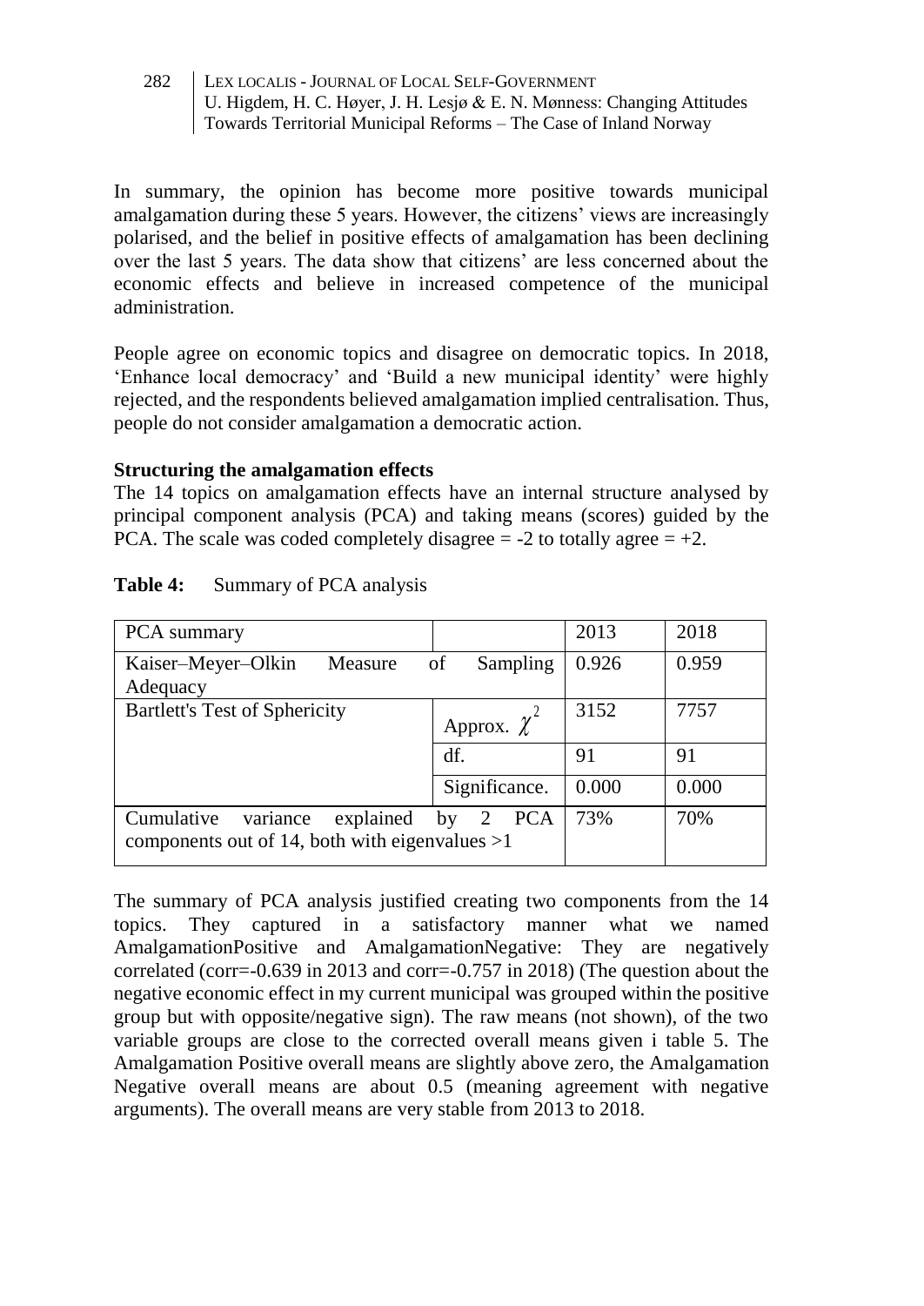In summary, the opinion has become more positive towards municipal amalgamation during these 5 years. However, the citizens' views are increasingly polarised, and the belief in positive effects of amalgamation has been declining over the last 5 years. The data show that citizens' are less concerned about the economic effects and believe in increased competence of the municipal administration.

People agree on economic topics and disagree on democratic topics. In 2018, 'Enhance local democracy' and 'Build a new municipal identity' were highly rejected, and the respondents believed amalgamation implied centralisation. Thus, people do not consider amalgamation a democratic action.

**Structuring the amalgamation effects**

The 14 topics on amalgamation effects have an internal structure analysed by principal component analysis (PCA) and taking means (scores) guided by the PCA. The scale was coded completely disagree = -2 to totally agree = +2.

**Table 4:** Summary of PCA analysis

| PCA summary | | 2013 | 2018 |
|---|---|---|---|
| Kaiser–Meyer–Olkin Measure of Sampling Adequacy | | 0.926 | 0.959 |
| Bartlett's Test of Sphericity | Approx. $\chi^2$ | 3152 | 7757 |
| | df. | 91 | 91 |
| | Significance. | 0.000 | 0.000 |
| Cumulative variance explained by 2 PCA components out of 14, both with eigenvalues >1 | | 73% | 70% |

The summary of PCA analysis justified creating two components from the 14 topics. They captured in a satisfactory manner what we named AmalgamationPositive and AmalgamationNegative: They are negatively correlated (corr=-0.639 in 2013 and corr=-0.757 in 2018) (The question about the negative economic effect in my current municipal was grouped within the positive group but with opposite/negative sign). The raw means (not shown), of the two variable groups are close to the corrected overall means given i table 5. The Amalgamation Positive overall means are slightly above zero, the Amalgamation Negative overall means are about 0.5 (meaning agreement with negative arguments). The overall means are very stable from 2013 to 2018.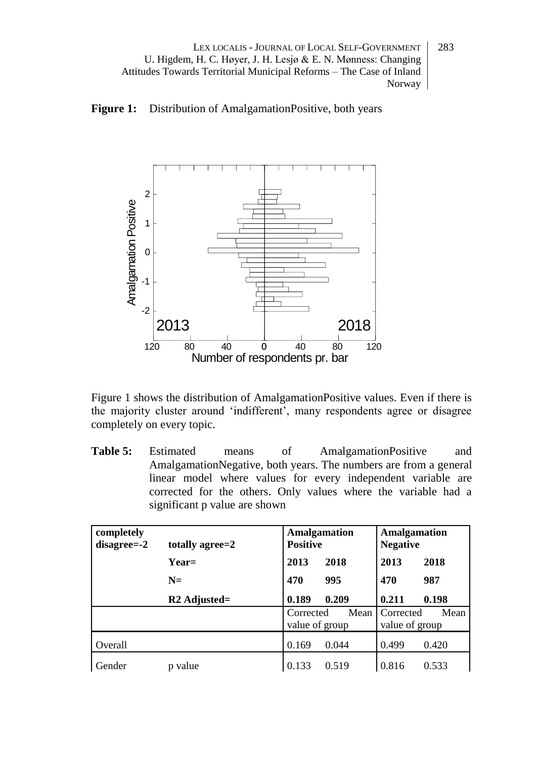**Figure 1:** Distribution of AmalgamationPositive, both years

Figure 1 shows the distribution of AmalgamationPositive values. Even if there is the majority cluster around 'indifferent', many respondents agree or disagree completely on every topic.

**Table 5:** Estimated means of AmalgamationPositive and AmalgamationNegative, both years. The numbers are from a general linear model where values for every independent variable are corrected for the others. Only values where the variable had a significant p value are shown

| **completely disagree=-2** | **totally agree=2** | **Amalgamation Positive** | | **Amalgamation Negative** | |
|---|---|---|---|---|---|
| | **Year=** | **2013** | **2018** | **2013** | **2018** |
| | **N=** | **470** | **995** | **470** | **987** |
| | **R2 Adjusted=** | **0.189** | **0.209** | **0.211** | **0.198** |
| | | Corrected Mean value of group | | Corrected Mean value of group | |
| Overall | | 0.169 | 0.044 | 0.499 | 0.420 |
| Gender | p value | 0.133 | 0.519 | 0.816 | 0.533 |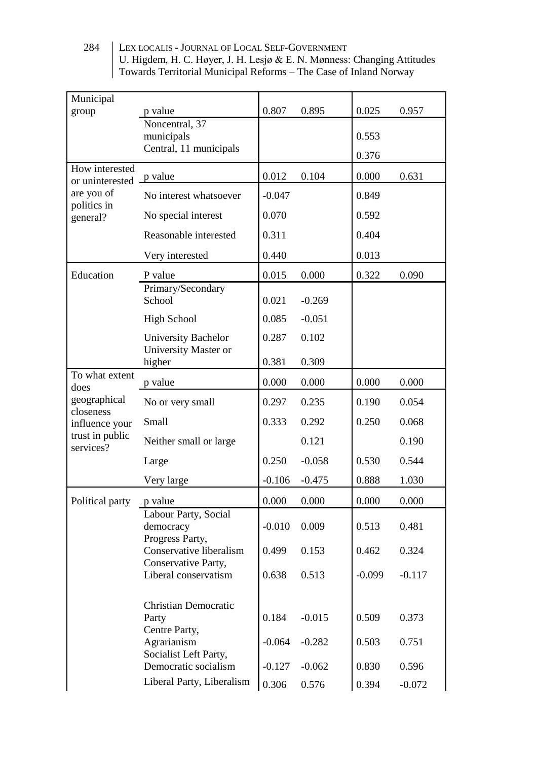| | | | | | |
|---|---|---|---|---|---|
| Municipal group | p value | 0.807 | 0.895 | 0.025 | 0.957 |
| | Noncentral, 37 municipals | | | 0.553 | |
| | Central, 11 municipals | | | 0.376 | |
| How interested or uninterested are you of politics in general? | p value | 0.012 | 0.104 | 0.000 | 0.631 |
| | No interest whatsoever | -0.047 | | 0.849 | |
| | No special interest | 0.070 | | 0.592 | |
| | Reasonable interested | 0.311 | | 0.404 | |
| | Very interested | 0.440 | | 0.013 | |
| Education | P value | 0.015 | 0.000 | 0.322 | 0.090 |
| | Primary/Secondary School | 0.021 | -0.269 | | |
| | High School | 0.085 | -0.051 | | |
| | University Bachelor | 0.287 | 0.102 | | |
| | University Master or higher | 0.381 | 0.309 | | |
| To what extent does geographical closeness influence your trust in public services? | p value | 0.000 | 0.000 | 0.000 | 0.000 |
| | No or very small | 0.297 | 0.235 | 0.190 | 0.054 |
| | Small | 0.333 | 0.292 | 0.250 | 0.068 |
| | Neither small or large | | 0.121 | | 0.190 |
| | Large | 0.250 | -0.058 | 0.530 | 0.544 |
| | Very large | -0.106 | -0.475 | 0.888 | 1.030 |
| Political party | p value | 0.000 | 0.000 | 0.000 | 0.000 |
| | Labour Party, Social democracy | -0.010 | 0.009 | 0.513 | 0.481 |
| | Progress Party, Conservative liberalism | 0.499 | 0.153 | 0.462 | 0.324 |
| | Conservative Party, Liberal conservatism | 0.638 | 0.513 | -0.099 | -0.117 |
| | Christian Democratic Party | 0.184 | -0.015 | 0.509 | 0.373 |
| | Centre Party, Agrarianism | -0.064 | -0.282 | 0.503 | 0.751 |
| | Socialist Left Party, Democratic socialism | -0.127 | -0.062 | 0.830 | 0.596 |
| | Liberal Party, Liberalism | 0.306 | 0.576 | 0.394 | -0.072 |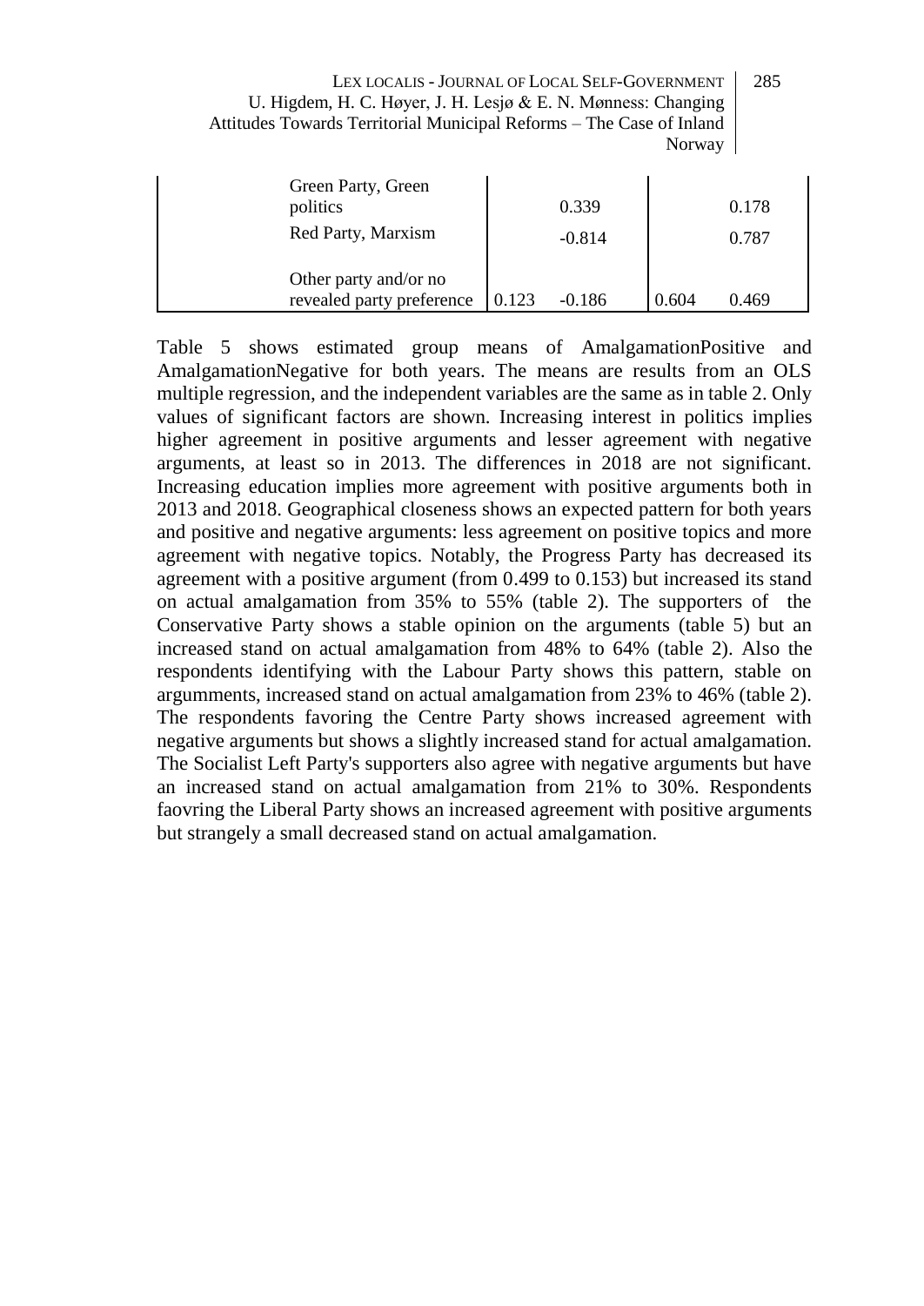| | | | | |
|---|---|---|---|---|
| Green Party, Green politics | | 0.339 | | 0.178 |
| Red Party, Marxism | | -0.814 | | 0.787 |
| Other party and/or no revealed party preference | 0.123 | -0.186 | 0.604 | 0.469 |

Table 5 shows estimated group means of AmalgamationPositive and AmalgamationNegative for both years. The means are results from an OLS multiple regression, and the independent variables are the same as in table 2. Only values of significant factors are shown. Increasing interest in politics implies higher agreement in positive arguments and lesser agreement with negative arguments, at least so in 2013. The differences in 2018 are not significant. Increasing education implies more agreement with positive arguments both in 2013 and 2018. Geographical closeness shows an expected pattern for both years and positive and negative arguments: less agreement on positive topics and more agreement with negative topics. Notably, the Progress Party has decreased its agreement with a positive argument (from 0.499 to 0.153) but increased its stand on actual amalgamation from 35% to 55% (table 2). The supporters of the Conservative Party shows a stable opinion on the arguments (table 5) but an increased stand on actual amalgamation from 48% to 64% (table 2). Also the respondents identifying with the Labour Party shows this pattern, stable on argumments, increased stand on actual amalgamation from 23% to 46% (table 2). The respondents favoring the Centre Party shows increased agreement with negative arguments but shows a slightly increased stand for actual amalgamation. The Socialist Left Party's supporters also agree with negative arguments but have an increased stand on actual amalgamation from 21% to 30%. Respondents faovring the Liberal Party shows an increased agreement with positive arguments but strangely a small decreased stand on actual amalgamation.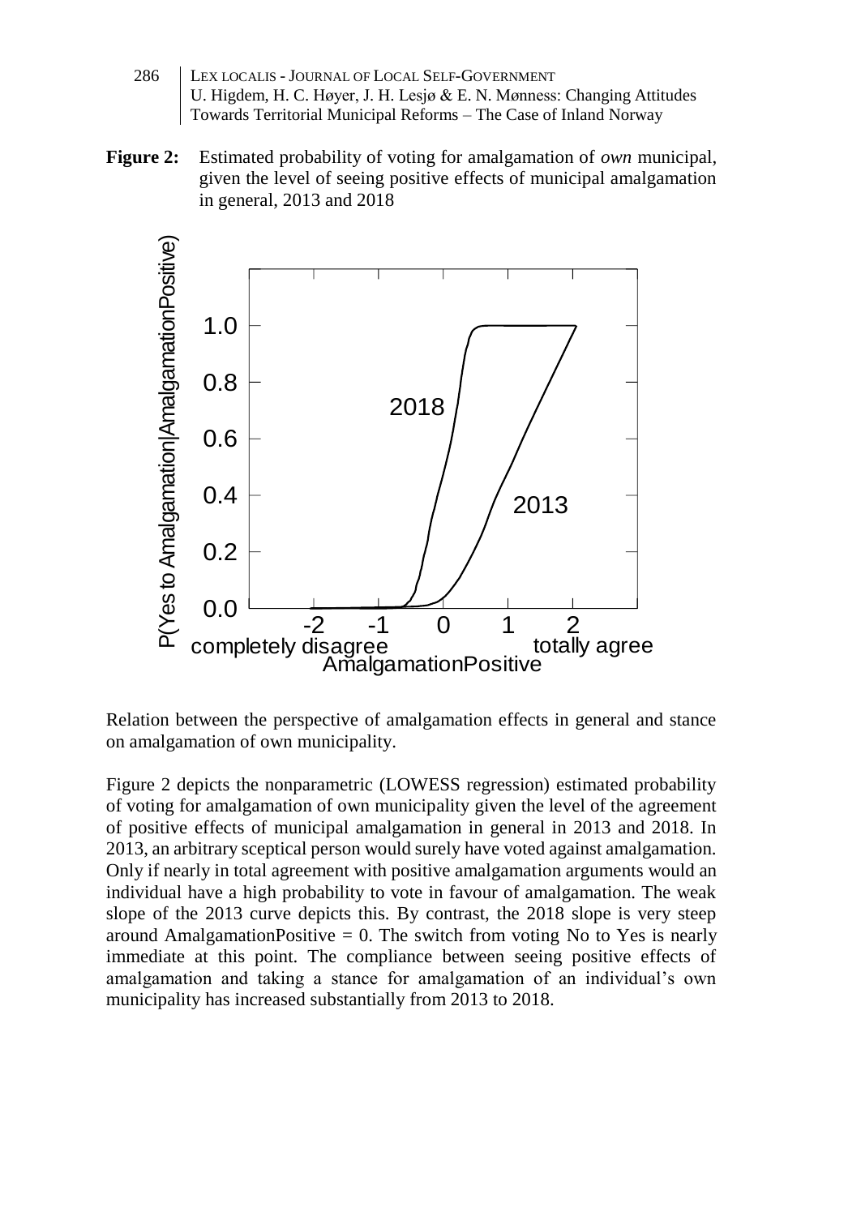**Figure 2:** Estimated probability of voting for amalgamation of *own* municipal, given the level of seeing positive effects of municipal amalgamation in general, 2013 and 2018

Relation between the perspective of amalgamation effects in general and stance on amalgamation of own municipality.

Figure 2 depicts the nonparametric (LOWESS regression) estimated probability of voting for amalgamation of own municipality given the level of the agreement of positive effects of municipal amalgamation in general in 2013 and 2018. In 2013, an arbitrary sceptical person would surely have voted against amalgamation. Only if nearly in total agreement with positive amalgamation arguments would an individual have a high probability to vote in favour of amalgamation. The weak slope of the 2013 curve depicts this. By contrast, the 2018 slope is very steep around AmalgamationPositive = 0. The switch from voting No to Yes is nearly immediate at this point. The compliance between seeing positive effects of amalgamation and taking a stance for amalgamation of an individual's own municipality has increased substantially from 2013 to 2018.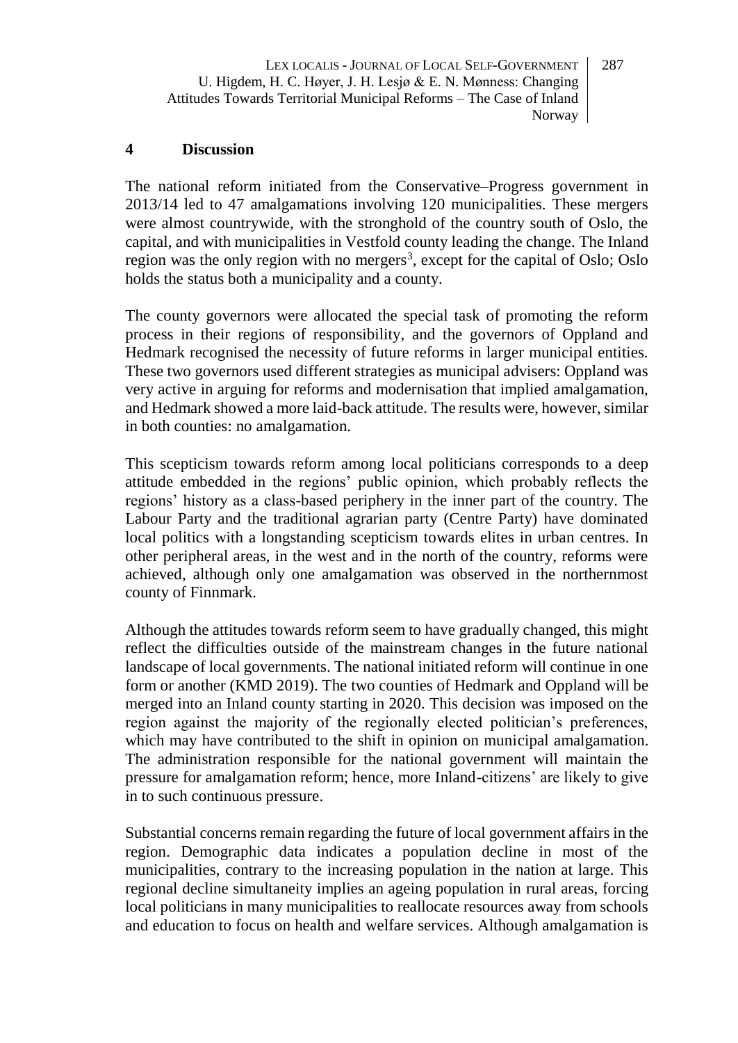## 4 Discussion

The national reform initiated from the Conservative–Progress government in 2013/14 led to 47 amalgamations involving 120 municipalities. These mergers were almost countrywide, with the stronghold of the country south of Oslo, the capital, and with municipalities in Vestfold county leading the change. The Inland region was the only region with no mergers[3], except for the capital of Oslo; Oslo holds the status both a municipality and a county.

The county governors were allocated the special task of promoting the reform process in their regions of responsibility, and the governors of Oppland and Hedmark recognised the necessity of future reforms in larger municipal entities. These two governors used different strategies as municipal advisers: Oppland was very active in arguing for reforms and modernisation that implied amalgamation, and Hedmark showed a more laid-back attitude. The results were, however, similar in both counties: no amalgamation.

This scepticism towards reform among local politicians corresponds to a deep attitude embedded in the regions' public opinion, which probably reflects the regions' history as a class-based periphery in the inner part of the country. The Labour Party and the traditional agrarian party (Centre Party) have dominated local politics with a longstanding scepticism towards elites in urban centres. In other peripheral areas, in the west and in the north of the country, reforms were achieved, although only one amalgamation was observed in the northernmost county of Finnmark.

Although the attitudes towards reform seem to have gradually changed, this might reflect the difficulties outside of the mainstream changes in the future national landscape of local governments. The national initiated reform will continue in one form or another (KMD 2019). The two counties of Hedmark and Oppland will be merged into an Inland county starting in 2020. This decision was imposed on the region against the majority of the regionally elected politician's preferences, which may have contributed to the shift in opinion on municipal amalgamation. The administration responsible for the national government will maintain the pressure for amalgamation reform; hence, more Inland-citizens' are likely to give in to such continuous pressure.

Substantial concerns remain regarding the future of local government affairs in the region. Demographic data indicates a population decline in most of the municipalities, contrary to the increasing population in the nation at large. This regional decline simultaneity implies an ageing population in rural areas, forcing local politicians in many municipalities to reallocate resources away from schools and education to focus on health and welfare services. Although amalgamation is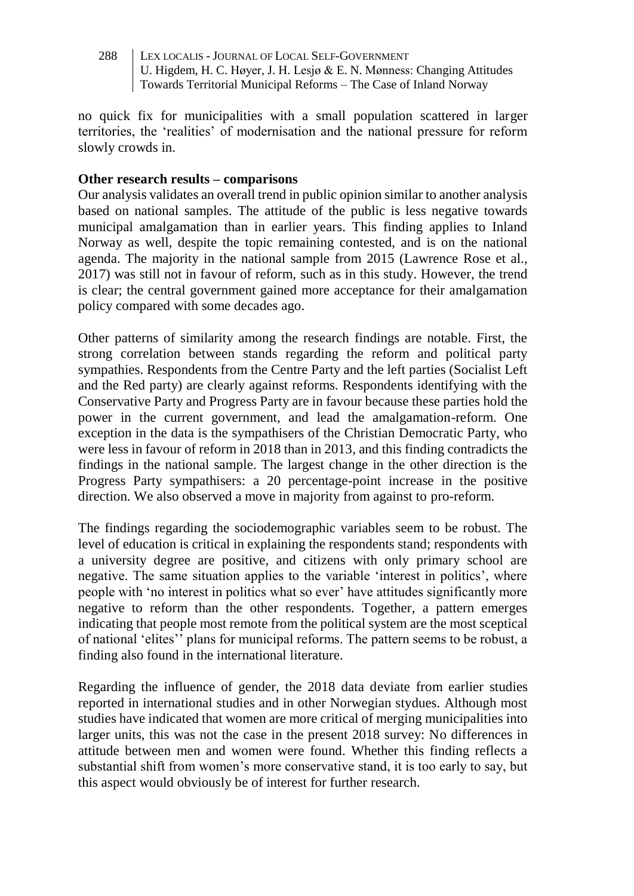no quick fix for municipalities with a small population scattered in larger territories, the 'realities' of modernisation and the national pressure for reform slowly crowds in.

**Other research results – comparisons**

Our analysis validates an overall trend in public opinion similar to another analysis based on national samples. The attitude of the public is less negative towards municipal amalgamation than in earlier years. This finding applies to Inland Norway as well, despite the topic remaining contested, and is on the national agenda. The majority in the national sample from 2015 (Lawrence Rose et al., 2017) was still not in favour of reform, such as in this study. However, the trend is clear; the central government gained more acceptance for their amalgamation policy compared with some decades ago.

Other patterns of similarity among the research findings are notable. First, the strong correlation between stands regarding the reform and political party sympathies. Respondents from the Centre Party and the left parties (Socialist Left and the Red party) are clearly against reforms. Respondents identifying with the Conservative Party and Progress Party are in favour because these parties hold the power in the current government, and lead the amalgamation-reform. One exception in the data is the sympathisers of the Christian Democratic Party, who were less in favour of reform in 2018 than in 2013, and this finding contradicts the findings in the national sample. The largest change in the other direction is the Progress Party sympathisers: a 20 percentage-point increase in the positive direction. We also observed a move in majority from against to pro-reform.

The findings regarding the sociodemographic variables seem to be robust. The level of education is critical in explaining the respondents stand; respondents with a university degree are positive, and citizens with only primary school are negative. The same situation applies to the variable 'interest in politics', where people with 'no interest in politics what so ever' have attitudes significantly more negative to reform than the other respondents. Together, a pattern emerges indicating that people most remote from the political system are the most sceptical of national 'elites'' plans for municipal reforms. The pattern seems to be robust, a finding also found in the international literature.

Regarding the influence of gender, the 2018 data deviate from earlier studies reported in international studies and in other Norwegian stydues. Although most studies have indicated that women are more critical of merging municipalities into larger units, this was not the case in the present 2018 survey: No differences in attitude between men and women were found. Whether this finding reflects a substantial shift from women's more conservative stand, it is too early to say, but this aspect would obviously be of interest for further research.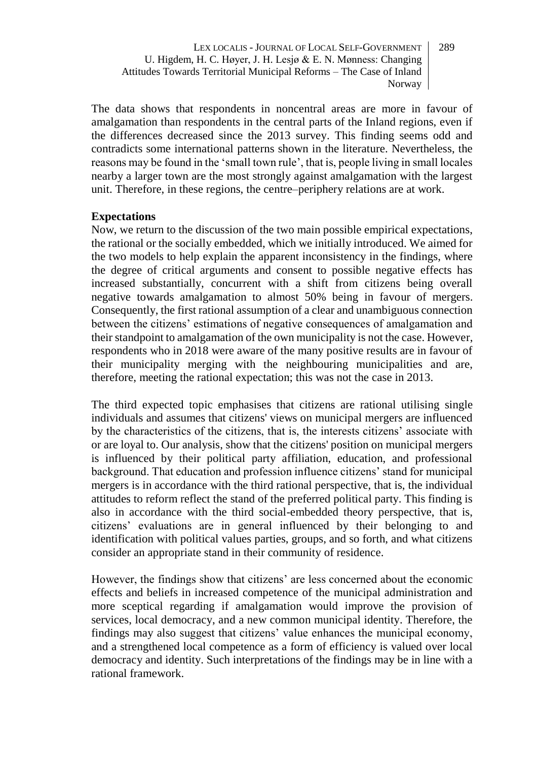The data shows that respondents in noncentral areas are more in favour of amalgamation than respondents in the central parts of the Inland regions, even if the differences decreased since the 2013 survey. This finding seems odd and contradicts some international patterns shown in the literature. Nevertheless, the reasons may be found in the 'small town rule', that is, people living in small locales nearby a larger town are the most strongly against amalgamation with the largest unit. Therefore, in these regions, the centre–periphery relations are at work.

**Expectations**

Now, we return to the discussion of the two main possible empirical expectations, the rational or the socially embedded, which we initially introduced. We aimed for the two models to help explain the apparent inconsistency in the findings, where the degree of critical arguments and consent to possible negative effects has increased substantially, concurrent with a shift from citizens being overall negative towards amalgamation to almost 50% being in favour of mergers. Consequently, the first rational assumption of a clear and unambiguous connection between the citizens' estimations of negative consequences of amalgamation and their standpoint to amalgamation of the own municipality is not the case. However, respondents who in 2018 were aware of the many positive results are in favour of their municipality merging with the neighbouring municipalities and are, therefore, meeting the rational expectation; this was not the case in 2013.

The third expected topic emphasises that citizens are rational utilising single individuals and assumes that citizens' views on municipal mergers are influenced by the characteristics of the citizens, that is, the interests citizens' associate with or are loyal to. Our analysis, show that the citizens' position on municipal mergers is influenced by their political party affiliation, education, and professional background. That education and profession influence citizens' stand for municipal mergers is in accordance with the third rational perspective, that is, the individual attitudes to reform reflect the stand of the preferred political party. This finding is also in accordance with the third social-embedded theory perspective, that is, citizens' evaluations are in general influenced by their belonging to and identification with political values parties, groups, and so forth, and what citizens consider an appropriate stand in their community of residence.

However, the findings show that citizens' are less concerned about the economic effects and beliefs in increased competence of the municipal administration and more sceptical regarding if amalgamation would improve the provision of services, local democracy, and a new common municipal identity. Therefore, the findings may also suggest that citizens' value enhances the municipal economy, and a strengthened local competence as a form of efficiency is valued over local democracy and identity. Such interpretations of the findings may be in line with a rational framework.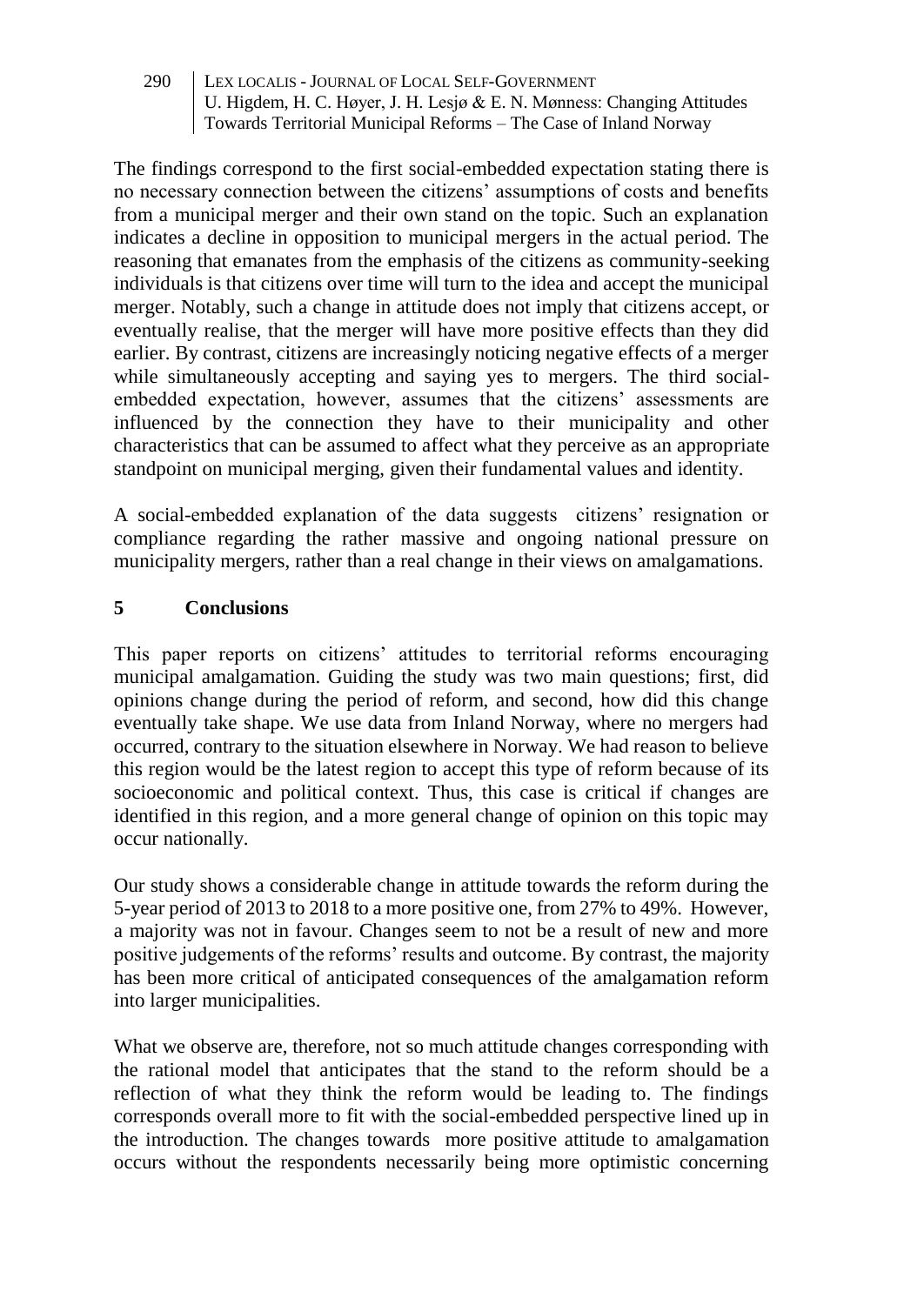The findings correspond to the first social-embedded expectation stating there is no necessary connection between the citizens' assumptions of costs and benefits from a municipal merger and their own stand on the topic. Such an explanation indicates a decline in opposition to municipal mergers in the actual period. The reasoning that emanates from the emphasis of the citizens as community-seeking individuals is that citizens over time will turn to the idea and accept the municipal merger. Notably, such a change in attitude does not imply that citizens accept, or eventually realise, that the merger will have more positive effects than they did earlier. By contrast, citizens are increasingly noticing negative effects of a merger while simultaneously accepting and saying yes to mergers. The third social-embedded expectation, however, assumes that the citizens' assessments are influenced by the connection they have to their municipality and other characteristics that can be assumed to affect what they perceive as an appropriate standpoint on municipal merging, given their fundamental values and identity.

A social-embedded explanation of the data suggests citizens' resignation or compliance regarding the rather massive and ongoing national pressure on municipality mergers, rather than a real change in their views on amalgamations.

## 5 Conclusions

This paper reports on citizens' attitudes to territorial reforms encouraging municipal amalgamation. Guiding the study was two main questions; first, did opinions change during the period of reform, and second, how did this change eventually take shape. We use data from Inland Norway, where no mergers had occurred, contrary to the situation elsewhere in Norway. We had reason to believe this region would be the latest region to accept this type of reform because of its socioeconomic and political context. Thus, this case is critical if changes are identified in this region, and a more general change of opinion on this topic may occur nationally.

Our study shows a considerable change in attitude towards the reform during the 5-year period of 2013 to 2018 to a more positive one, from 27% to 49%. However, a majority was not in favour. Changes seem to not be a result of new and more positive judgements of the reforms' results and outcome. By contrast, the majority has been more critical of anticipated consequences of the amalgamation reform into larger municipalities.

What we observe are, therefore, not so much attitude changes corresponding with the rational model that anticipates that the stand to the reform should be a reflection of what they think the reform would be leading to. The findings corresponds overall more to fit with the social-embedded perspective lined up in the introduction. The changes towards more positive attitude to amalgamation occurs without the respondents necessarily being more optimistic concerning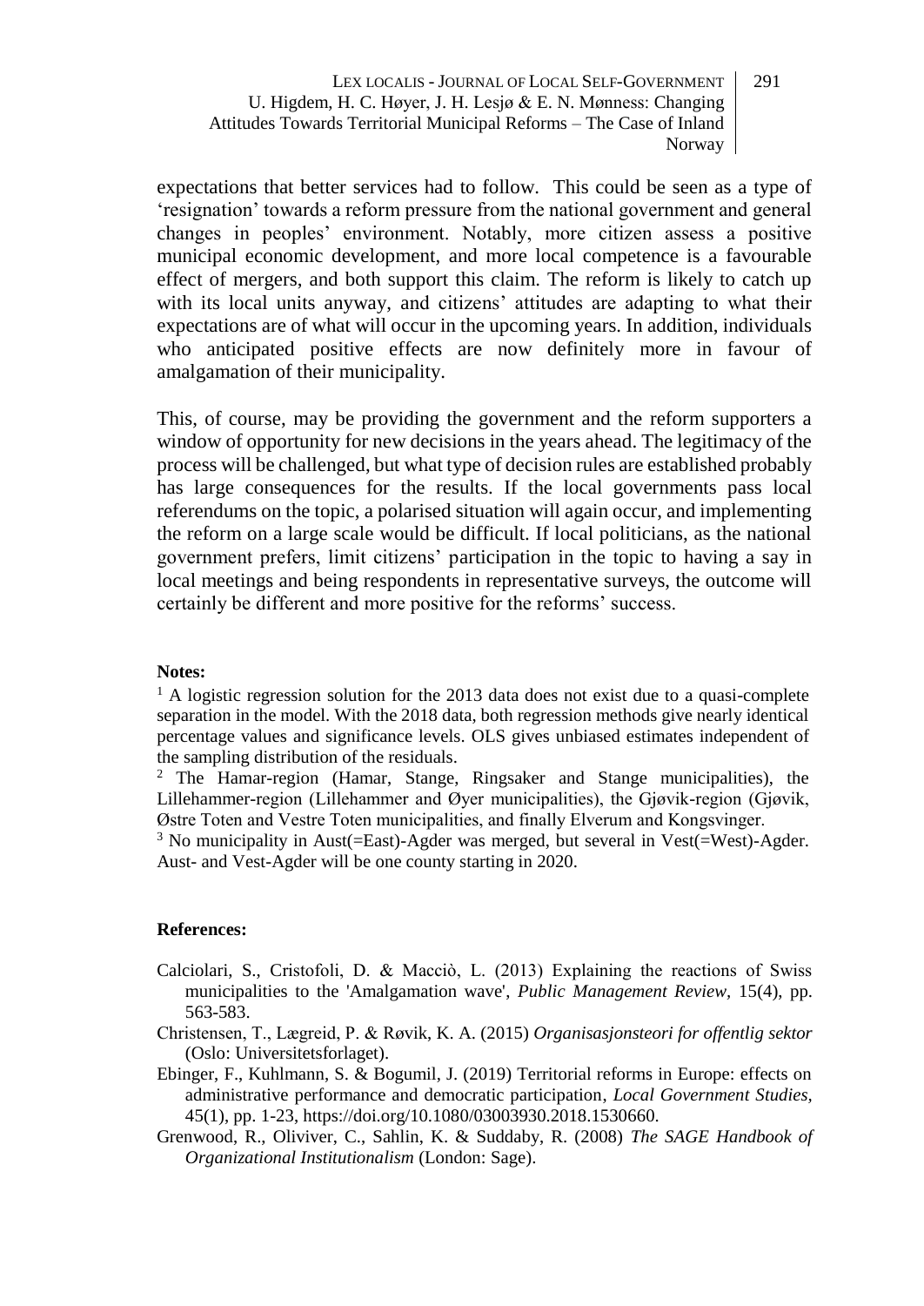expectations that better services had to follow. This could be seen as a type of 'resignation' towards a reform pressure from the national government and general changes in peoples' environment. Notably, more citizen assess a positive municipal economic development, and more local competence is a favourable effect of mergers, and both support this claim. The reform is likely to catch up with its local units anyway, and citizens' attitudes are adapting to what their expectations are of what will occur in the upcoming years. In addition, individuals who anticipated positive effects are now definitely more in favour of amalgamation of their municipality.

This, of course, may be providing the government and the reform supporters a window of opportunity for new decisions in the years ahead. The legitimacy of the process will be challenged, but what type of decision rules are established probably has large consequences for the results. If the local governments pass local referendums on the topic, a polarised situation will again occur, and implementing the reform on a large scale would be difficult. If local politicians, as the national government prefers, limit citizens' participation in the topic to having a say in local meetings and being respondents in representative surveys, the outcome will certainly be different and more positive for the reforms' success.

**Notes:**

[1] A logistic regression solution for the 2013 data does not exist due to a quasi-complete separation in the model. With the 2018 data, both regression methods give nearly identical percentage values and significance levels. OLS gives unbiased estimates independent of the sampling distribution of the residuals.

[2] The Hamar-region (Hamar, Stange, Ringsaker and Stange municipalities), the Lillehammer-region (Lillehammer and Øyer municipalities), the Gjøvik-region (Gjøvik, Østre Toten and Vestre Toten municipalities, and finally Elverum and Kongsvinger.

[3] No municipality in Aust(=East)-Agder was merged, but several in Vest(=West)-Agder. Aust- and Vest-Agder will be one county starting in 2020.

**References:**

Calciolari, S., Cristofoli, D. & Macciò, L. (2013) Explaining the reactions of Swiss municipalities to the 'Amalgamation wave', *Public Management Review*, 15(4), pp. 563-583.

Christensen, T., Lægreid, P. & Røvik, K. A. (2015) *Organisasjonsteori for offentlig sektor* (Oslo: Universitetsforlaget).

Ebinger, F., Kuhlmann, S. & Bogumil, J. (2019) Territorial reforms in Europe: effects on administrative performance and democratic participation, *Local Government Studies*, 45(1), pp. 1-23, https://doi.org/10.1080/03003930.2018.1530660.

Grenwood, R., Oliviver, C., Sahlin, K. & Suddaby, R. (2008) *The SAGE Handbook of Organizational Institutionalism* (London: Sage).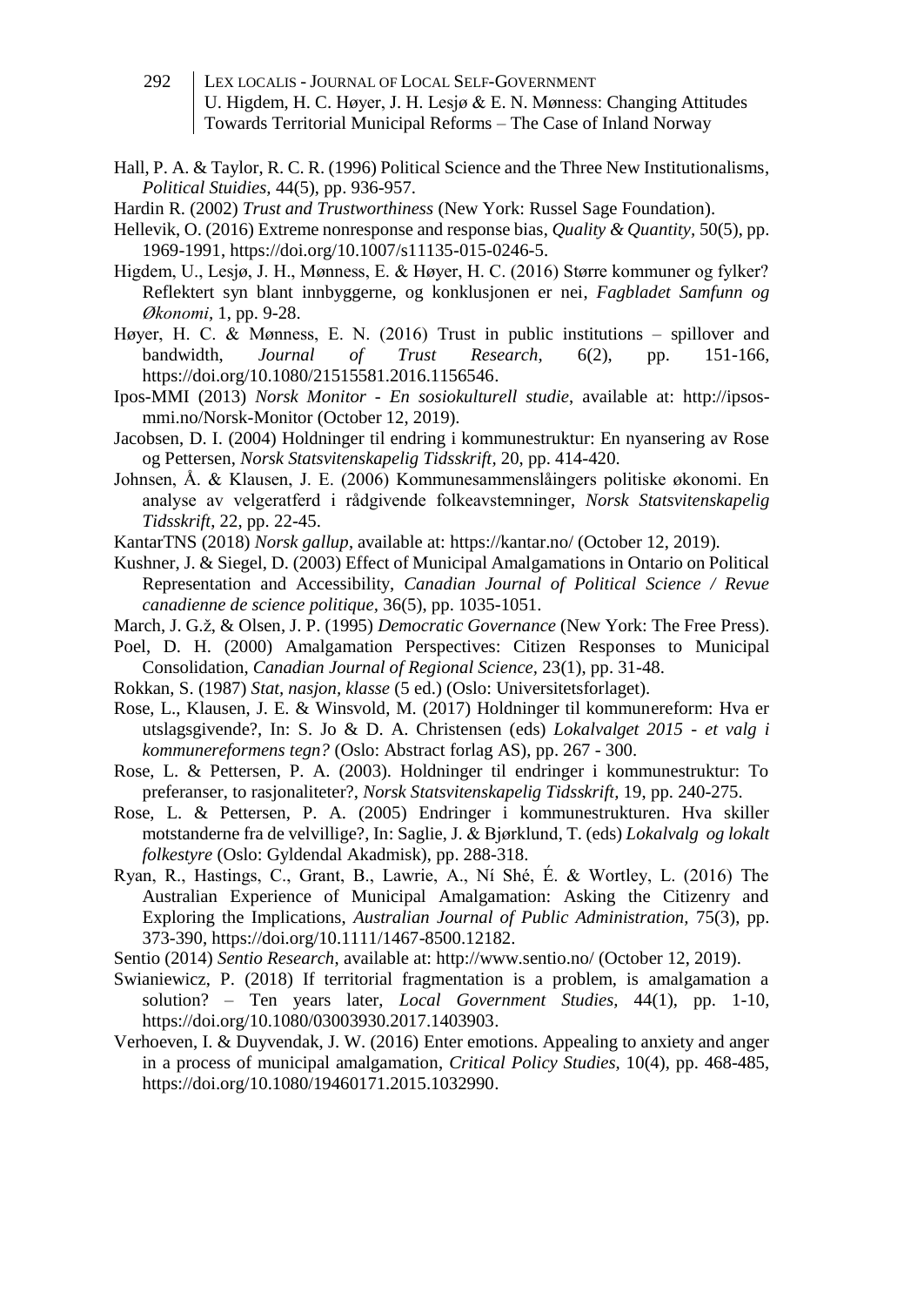Hall, P. A. & Taylor, R. C. R. (1996) Political Science and the Three New Institutionalisms, *Political Stuidies*, 44(5), pp. 936-957.

Hardin R. (2002) *Trust and Trustworthiness* (New York: Russel Sage Foundation).

Hellevik, O. (2016) Extreme nonresponse and response bias, *Quality & Quantity*, 50(5), pp. 1969-1991, https://doi.org/10.1007/s11135-015-0246-5.

Higdem, U., Lesjø, J. H., Mønness, E. & Høyer, H. C. (2016) Større kommuner og fylker? Reflektert syn blant innbyggerne, og konklusjonen er nei, *Fagbladet Samfunn og Økonomi*, 1, pp. 9-28.

Høyer, H. C. & Mønness, E. N. (2016) Trust in public institutions – spillover and bandwidth, *Journal of Trust Research,* 6(2), pp. 151-166, https://doi.org/10.1080/21515581.2016.1156546.

Ipos-MMI (2013) *Norsk Monitor - En sosiokulturell studie*, available at: http://ipsos-mmi.no/Norsk-Monitor (October 12, 2019).

Jacobsen, D. I. (2004) Holdninger til endring i kommunestruktur: En nyansering av Rose og Pettersen, *Norsk Statsvitenskapelig Tidsskrift*, 20, pp. 414-420.

Johnsen, Å. & Klausen, J. E. (2006) Kommunesammenslåingers politiske økonomi. En analyse av velgeratferd i rådgivende folkeavstemninger, *Norsk Statsvitenskapelig Tidsskrift*, 22, pp. 22-45.

KantarTNS (2018) *Norsk gallup*, available at: https://kantar.no/ (October 12, 2019).

Kushner, J. & Siegel, D. (2003) Effect of Municipal Amalgamations in Ontario on Political Representation and Accessibility, *Canadian Journal of Political Science / Revue canadienne de science politique*, 36(5), pp. 1035-1051.

March, J. G.ž, & Olsen, J. P. (1995) *Democratic Governance* (New York: The Free Press).

Poel, D. H. (2000) Amalgamation Perspectives: Citizen Responses to Municipal Consolidation, *Canadian Journal of Regional Science*, 23(1), pp. 31-48.

Rokkan, S. (1987) *Stat, nasjon, klasse* (5 ed.) (Oslo: Universitersforlaget).

Rose, L., Klausen, J. E. & Winsvold, M. (2017) Holdninger til kommunereform: Hva er utslagsgivende?, In: S. Jo & D. A. Christensen (eds) *Lokalvalget 2015 - et valg i kommunereformens tegn?* (Oslo: Abstract forlag AS), pp. 267 - 300.

Rose, L. & Pettersen, P. A. (2003). Holdninger til endringer i kommunestruktur: To preferanser, to rasjonaliteter?, *Norsk Statsvitenskapelig Tidsskrift,* 19, pp. 240-275.

Rose, L. & Pettersen, P. A. (2005) Endringer i kommunestrukturen. Hva skiller motstanderne fra de velvillige?, In: Saglie, J. & Bjørklund, T. (eds) *Lokalvalg og lokalt folkestyre* (Oslo: Gyldendal Akadmisk), pp. 288-318.

Ryan, R., Hastings, C., Grant, B., Lawrie, A., Ní Shé, É. & Wortley, L. (2016) The Australian Experience of Municipal Amalgamation: Asking the Citizenry and Exploring the Implications, *Australian Journal of Public Administration,* 75(3), pp. 373-390, https://doi.org/10.1111/1467-8500.12182.

Sentio (2014) *Sentio Research*, available at: http://www.sentio.no/ (October 12, 2019).

Swianiewicz, P. (2018) If territorial fragmentation is a problem, is amalgamation a solution? – Ten years later, *Local Government Studies,* 44(1), pp. 1-10, https://doi.org/10.1080/03003930.2017.1403903.

Verhoeven, I. & Duyvendak, J. W. (2016) Enter emotions. Appealing to anxiety and anger in a process of municipal amalgamation, *Critical Policy Studies*, 10(4), pp. 468-485, https://doi.org/10.1080/19460171.2015.1032990.